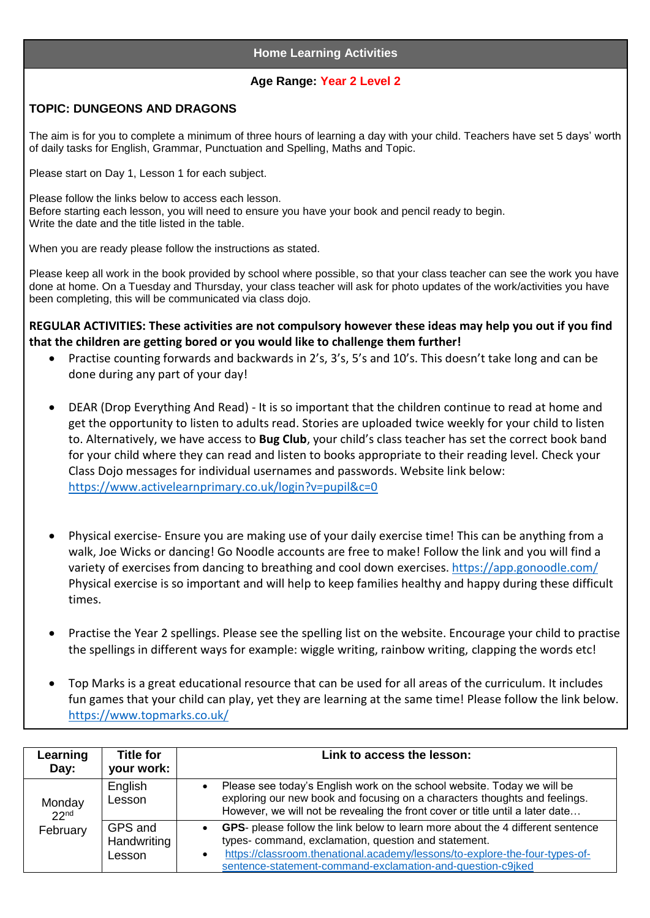## Home Learning Activities

**Age Range: Year 2 Level 2**

**TOPIC: DUNGEONS AND DRAGONS**

The aim is for you to complete a minimum of three hours of learning a day with your child. Teachers have set 5 days' worth of daily tasks for English, Grammar, Punctuation and Spelling, Maths and Topic.

Please start on Day 1, Lesson 1 for each subject.

Please follow the links below to access each lesson.
Before starting each lesson, you will need to ensure you have your book and pencil ready to begin.
Write the date and the title listed in the table.

When you are ready please follow the instructions as stated.

Please keep all work in the book provided by school where possible, so that your class teacher can see the work you have done at home. On a Tuesday and Thursday, your class teacher will ask for photo updates of the work/activities you have been completing, this will be communicated via class dojo.

**REGULAR ACTIVITIES: These activities are not compulsory however these ideas may help you out if you find that the children are getting bored or you would like to challenge them further!**

- Practise counting forwards and backwards in 2's, 3's, 5's and 10's. This doesn't take long and can be done during any part of your day!

- DEAR (Drop Everything And Read) - It is so important that the children continue to read at home and get the opportunity to listen to adults read. Stories are uploaded twice weekly for your child to listen to. Alternatively, we have access to **Bug Club**, your child's class teacher has set the correct book band for your child where they can read and listen to books appropriate to their reading level. Check your Class Dojo messages for individual usernames and passwords. Website link below: https://www.activelearnprimary.co.uk/login?v=pupil&c=0

- Physical exercise- Ensure you are making use of your daily exercise time! This can be anything from a walk, Joe Wicks or dancing! Go Noodle accounts are free to make! Follow the link and you will find a variety of exercises from dancing to breathing and cool down exercises. https://app.gonoodle.com/ Physical exercise is so important and will help to keep families healthy and happy during these difficult times.

- Practise the Year 2 spellings. Please see the spelling list on the website. Encourage your child to practise the spellings in different ways for example: wiggle writing, rainbow writing, clapping the words etc!

- Top Marks is a great educational resource that can be used for all areas of the curriculum. It includes fun games that your child can play, yet they are learning at the same time! Please follow the link below. https://www.topmarks.co.uk/

| Learning Day: | Title for your work: | Link to access the lesson: |
|---|---|---|
| Monday 22nd February | English Lesson | • Please see today's English work on the school website. Today we will be exploring our new book and focusing on a characters thoughts and feelings. However, we will not be revealing the front cover or title until a later date… |
| | GPS and Handwriting Lesson | • **GPS**- please follow the link below to learn more about the 4 different sentence types- command, exclamation, question and statement.<br>• https://classroom.thenational.academy/lessons/to-explore-the-four-types-of-sentence-statement-command-exclamation-and-question-c9jked |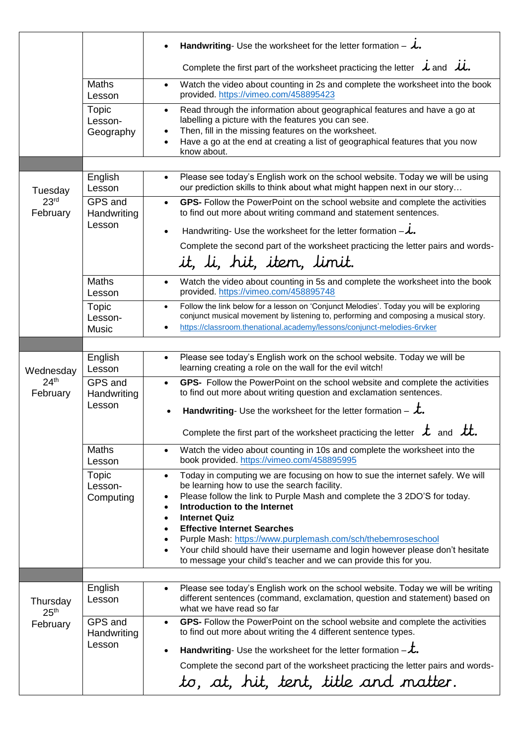| | | |
|---|---|---|
| | | • **Handwriting**- Use the worksheet for the letter formation – *i*. <br> Complete the first part of the worksheet practicing the letter *i* and *ii*. |
| | Maths Lesson | • Watch the video about counting in 2s and complete the worksheet into the book provided. https://vimeo.com/458895423 |
| | Topic Lesson- Geography | • Read through the information about geographical features and have a go at labelling a picture with the features you can see. <br> • Then, fill in the missing features on the worksheet. <br> • Have a go at the end at creating a list of geographical features that you now know about. |
| | | |
| Tuesday 23rd February | English Lesson | • Please see today's English work on the school website. Today we will be using our prediction skills to think about what might happen next in our story… |
| | GPS and Handwriting Lesson | • **GPS-** Follow the PowerPoint on the school website and complete the activities to find out more about writing command and statement sentences. <br> • Handwriting- Use the worksheet for the letter formation – *i*. <br> Complete the second part of the worksheet practicing the letter pairs and words- <br> *it, li, hit, item, limit.* |
| | Maths Lesson | • Watch the video about counting in 5s and complete the worksheet into the book provided. https://vimeo.com/458895748 |
| | Topic Lesson- Music | • Follow the link below for a lesson on 'Conjunct Melodies'. Today you will be exploring conjunct musical movement by listening to, performing and composing a musical story. <br> • https://classroom.thenational.academy/lessons/conjunct-melodies-6rvker |
| | | |
| Wednesday 24th February | English Lesson | • Please see today's English work on the school website. Today we will be learning creating a role on the wall for the evil witch! |
| | GPS and Handwriting Lesson | • **GPS-** Follow the PowerPoint on the school website and complete the activities to find out more about writing question and exclamation sentences. <br> • **Handwriting**- Use the worksheet for the letter formation – *t*. <br> Complete the first part of the worksheet practicing the letter *t* and *tt*. |
| | Maths Lesson | • Watch the video about counting in 10s and complete the worksheet into the book provided. https://vimeo.com/458895995 |
| | Topic Lesson- Computing | • Today in computing we are focusing on how to sue the internet safely. We will be learning how to use the search facility. <br> • Please follow the link to Purple Mash and complete the 3 2DO'S for today. <br> • **Introduction to the Internet** <br> • **Internet Quiz** <br> • **Effective Internet Searches** <br> • Purple Mash: https://www.purplemash.com/sch/thebemroseschool <br> • Your child should have their username and login however please don't hesitate to message your child's teacher and we can provide this for you. |
| | | |
| Thursday 25th February | English Lesson | • Please see today's English work on the school website. Today we will be writing different sentences (command, exclamation, question and statement) based on what we have read so far |
| | GPS and Handwriting Lesson | • **GPS-** Follow the PowerPoint on the school website and complete the activities to find out more about writing the 4 different sentence types. <br> • **Handwriting**- Use the worksheet for the letter formation – *t*. <br> Complete the second part of the worksheet practicing the letter pairs and words- <br> *to, at, hit, tent, title and matter.* |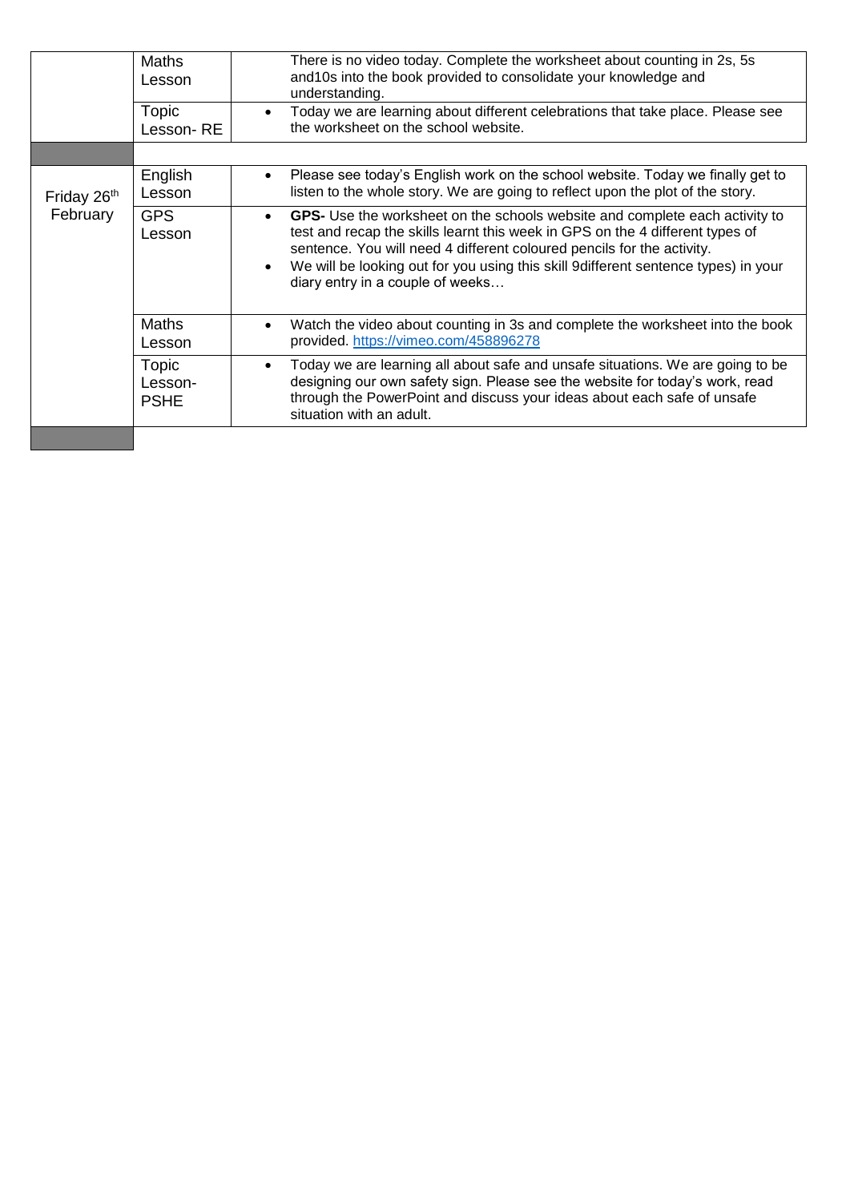| | | |
|---|---|---|
| | Maths Lesson | There is no video today. Complete the worksheet about counting in 2s, 5s and10s into the book provided to consolidate your knowledge and understanding. |
| | Topic Lesson- RE | • Today we are learning about different celebrations that take place. Please see the worksheet on the school website. |
| | | |
| Friday 26th February | English Lesson | • Please see today's English work on the school website. Today we finally get to listen to the whole story. We are going to reflect upon the plot of the story. |
| | GPS Lesson | • **GPS-** Use the worksheet on the schools website and complete each activity to test and recap the skills learnt this week in GPS on the 4 different types of sentence. You will need 4 different coloured pencils for the activity. • We will be looking out for you using this skill 9different sentence types) in your diary entry in a couple of weeks… |
| | Maths Lesson | • Watch the video about counting in 3s and complete the worksheet into the book provided. https://vimeo.com/458896278 |
| | Topic Lesson- PSHE | • Today we are learning all about safe and unsafe situations. We are going to be designing our own safety sign. Please see the website for today's work, read through the PowerPoint and discuss your ideas about each safe of unsafe situation with an adult. |